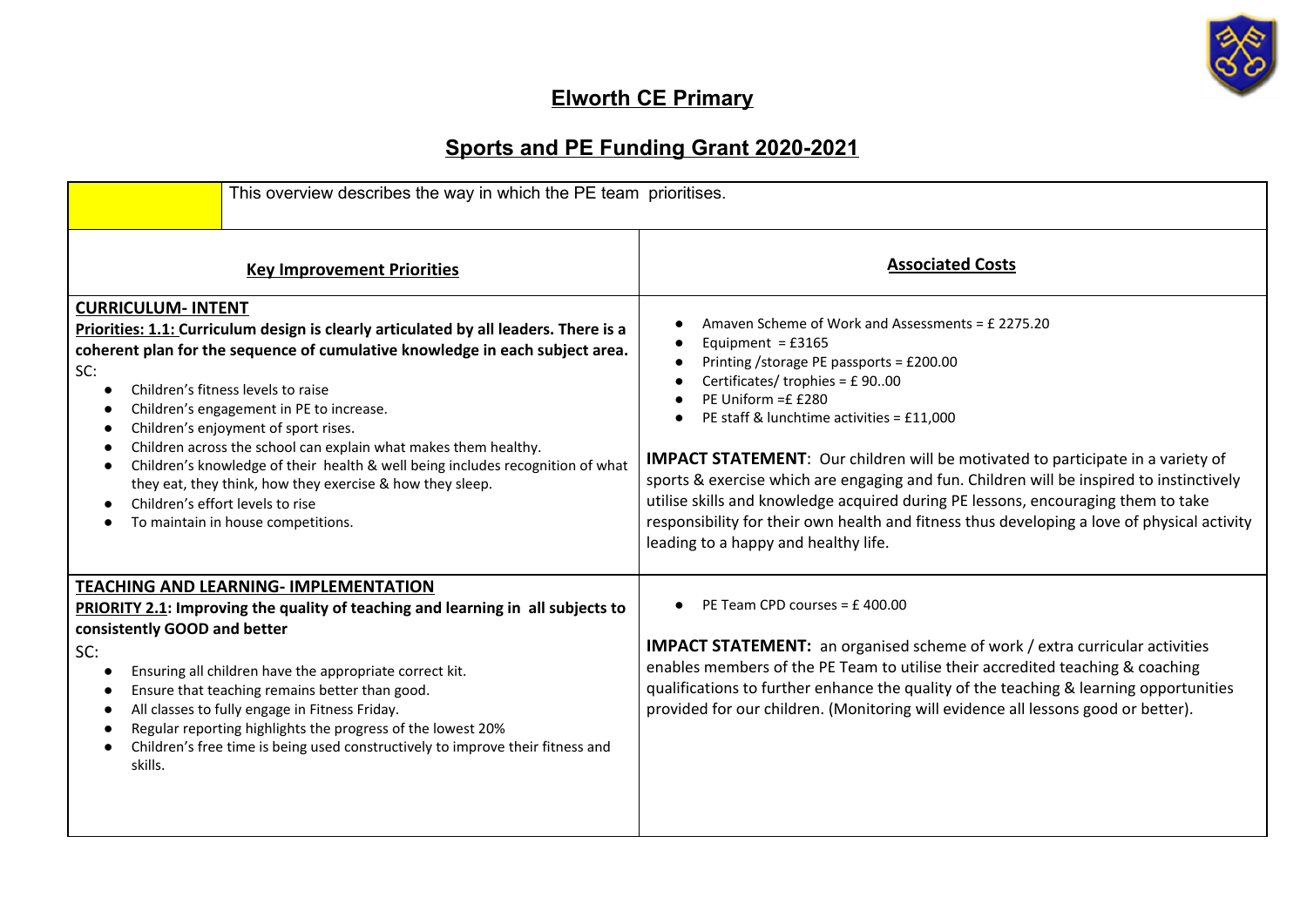# Elworth CE Primary

## Sports and PE Funding Grant 2020-2021

| | This overview describes the way in which the PE team prioritises. |
|---|---|
| **Key Improvement Priorities** | **Associated Costs** |
| **CURRICULUM- INTENT**<br>**Priorities: 1.1: Curriculum design is clearly articulated by all leaders. There is a coherent plan for the sequence of cumulative knowledge in each subject area.**<br>SC:<br>• Children's fitness levels to raise<br>• Children's engagement in PE to increase.<br>• Children's enjoyment of sport rises.<br>• Children across the school can explain what makes them healthy.<br>• Children's knowledge of their health & well being includes recognition of what they eat, they think, how they exercise & how they sleep.<br>• Children's effort levels to rise<br>• To maintain in house competitions. | • Amaven Scheme of Work and Assessments = £ 2275.20<br>• Equipment = £3165<br>• Printing /storage PE passports = £200.00<br>• Certificates/ trophies = £ 90..00<br>• PE Uniform =£ £280<br>• PE staff & lunchtime activities = £11,000<br><br>**IMPACT STATEMENT**: Our children will be motivated to participate in a variety of sports & exercise which are engaging and fun. Children will be inspired to instinctively utilise skills and knowledge acquired during PE lessons, encouraging them to take responsibility for their own health and fitness thus developing a love of physical activity leading to a happy and healthy life. |
| **TEACHING AND LEARNING- IMPLEMENTATION**<br>**PRIORITY 2.1: Improving the quality of teaching and learning in all subjects to consistently GOOD and better**<br>SC:<br>• Ensuring all children have the appropriate correct kit.<br>• Ensure that teaching remains better than good.<br>• All classes to fully engage in Fitness Friday.<br>• Regular reporting highlights the progress of the lowest 20%<br>• Children's free time is being used constructively to improve their fitness and skills. | • PE Team CPD courses = £ 400.00<br><br>**IMPACT STATEMENT:** an organised scheme of work / extra curricular activities enables members of the PE Team to utilise their accredited teaching & coaching qualifications to further enhance the quality of the teaching & learning opportunities provided for our children. (Monitoring will evidence all lessons good or better). |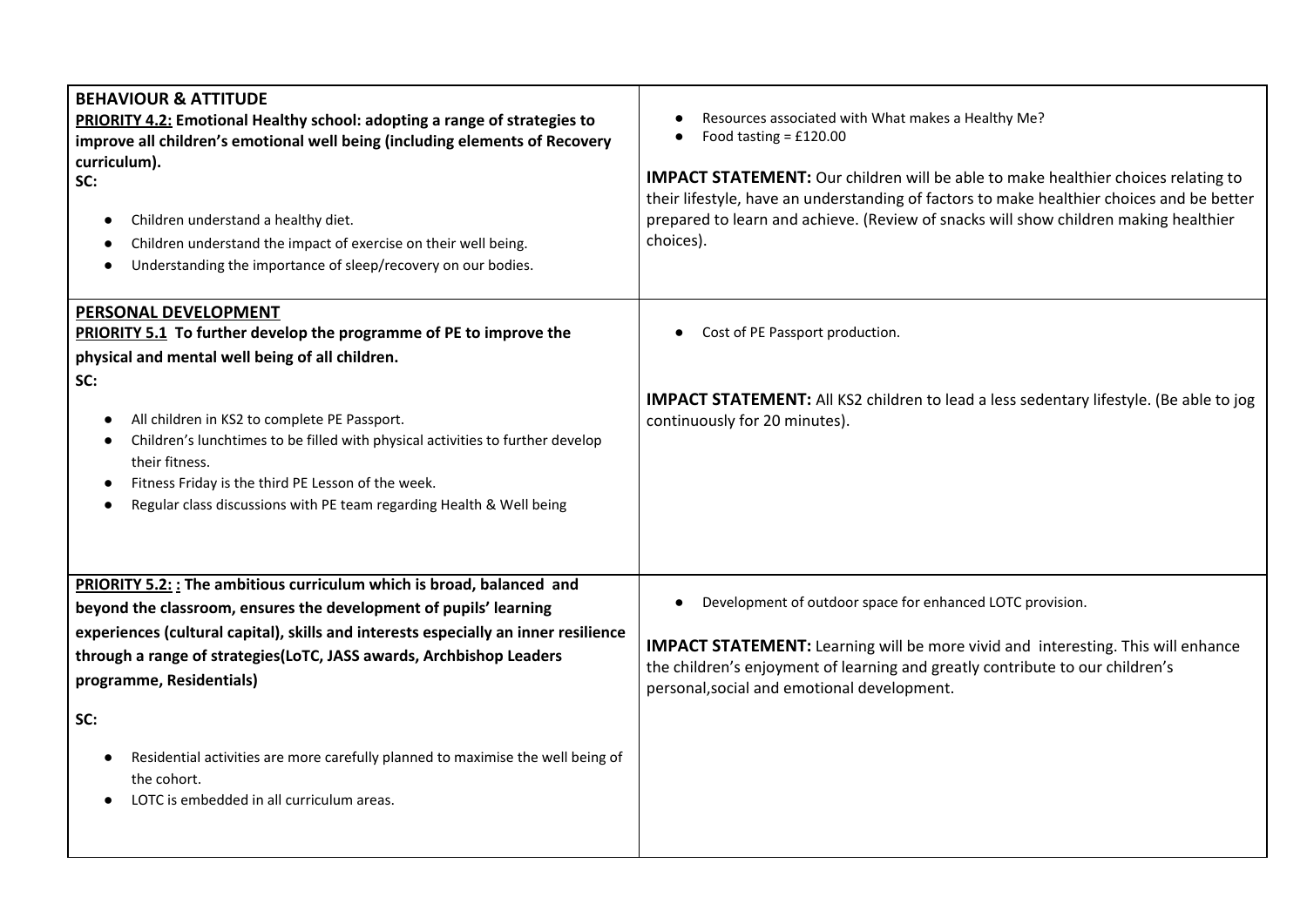| | |
|---|---|
| **BEHAVIOUR & ATTITUDE**<br>**PRIORITY 4.2: Emotional Healthy school: adopting a range of strategies to improve all children's emotional well being (including elements of Recovery curriculum).**<br>**SC:**<br>• Children understand a healthy diet.<br>• Children understand the impact of exercise on their well being.<br>• Understanding the importance of sleep/recovery on our bodies. | • Resources associated with What makes a Healthy Me?<br>• Food tasting = £120.00<br><br>**IMPACT STATEMENT:** Our children will be able to make healthier choices relating to their lifestyle, have an understanding of factors to make healthier choices and be better prepared to learn and achieve. (Review of snacks will show children making healthier choices). |
| **PERSONAL DEVELOPMENT**<br>**PRIORITY 5.1 To further develop the programme of PE to improve the physical and mental well being of all children.**<br>**SC:**<br>• All children in KS2 to complete PE Passport.<br>• Children's lunchtimes to be filled with physical activities to further develop their fitness.<br>• Fitness Friday is the third PE Lesson of the week.<br>• Regular class discussions with PE team regarding Health & Well being | • Cost of PE Passport production.<br><br>**IMPACT STATEMENT:** All KS2 children to lead a less sedentary lifestyle. (Be able to jog continuously for 20 minutes). |
| **PRIORITY 5.2: : The ambitious curriculum which is broad, balanced and beyond the classroom, ensures the development of pupils' learning experiences (cultural capital), skills and interests especially an inner resilience through a range of strategies(LoTC, JASS awards, Archbishop Leaders programme, Residentials)**<br>**SC:**<br>• Residential activities are more carefully planned to maximise the well being of the cohort.<br>• LOTC is embedded in all curriculum areas. | • Development of outdoor space for enhanced LOTC provision.<br><br>**IMPACT STATEMENT:** Learning will be more vivid and interesting. This will enhance the children's enjoyment of learning and greatly contribute to our children's personal,social and emotional development. |